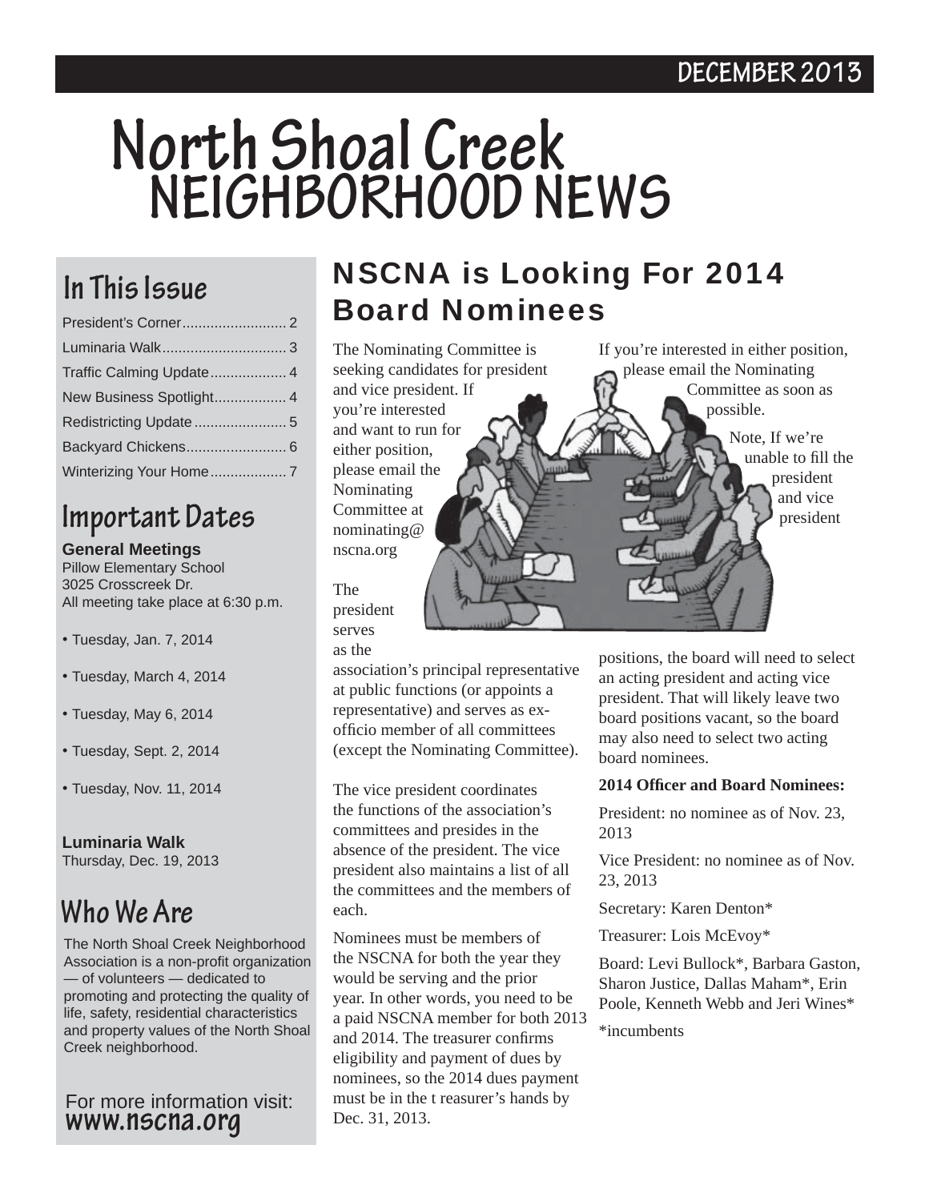DECEMBER 2013

# North Shoal Creek NEIGHBORHOOD NEWS

## In This Issue

- President's Corner .......................... 2
- Luminaria Walk .............................. 3
- Traffic Calming Update .................. 4
- New Business Spotlight ................. 4
- Redistricting Update ...................... 5
- Backyard Chickens ........................ 6
- Winterizing Your Home .................. 7

## Important Dates

**General Meetings**
Pillow Elementary School
3025 Crosscreek Dr.
All meeting take place at 6:30 p.m.

- Tuesday, Jan. 7, 2014
- Tuesday, March 4, 2014
- Tuesday, May 6, 2014
- Tuesday, Sept. 2, 2014
- Tuesday, Nov. 11, 2014

**Luminaria Walk**
Thursday, Dec. 19, 2013

## Who We Are

The North Shoal Creek Neighborhood Association is a non-profit organization — of volunteers — dedicated to promoting and protecting the quality of life, safety, residential characteristics and property values of the North Shoal Creek neighborhood.

For more information visit:
**www.nscna.org**

# NSCNA is Looking For 2014 Board Nominees

The Nominating Committee is seeking candidates for president and vice president. If you're interested and want to run for either position, please email the Nominating Committee at nominating@nscna.org

The president serves as the association's principal representative at public functions (or appoints a representative) and serves as ex-officio member of all committees (except the Nominating Committee).

The vice president coordinates the functions of the association's committees and presides in the absence of the president. The vice president also maintains a list of all the committees and the members of each.

Nominees must be members of the NSCNA for both the year they would be serving and the prior year. In other words, you need to be a paid NSCNA member for both 2013 and 2014. The treasurer confirms eligibility and payment of dues by nominees, so the 2014 dues payment must be in the t reasurer's hands by Dec. 31, 2013.

If you're interested in either position, please email the Nominating Committee as soon as possible.

Note, If we're unable to fill the president and vice president positions, the board will need to select an acting president and acting vice president. That will likely leave two board positions vacant, so the board may also need to select two acting board nominees.

**2014 Officer and Board Nominees:**

President: no nominee as of Nov. 23, 2013

Vice President: no nominee as of Nov. 23, 2013

Secretary: Karen Denton*

Treasurer: Lois McEvoy*

Board: Levi Bullock*, Barbara Gaston, Sharon Justice, Dallas Maham*, Erin Poole, Kenneth Webb and Jeri Wines*

*incumbents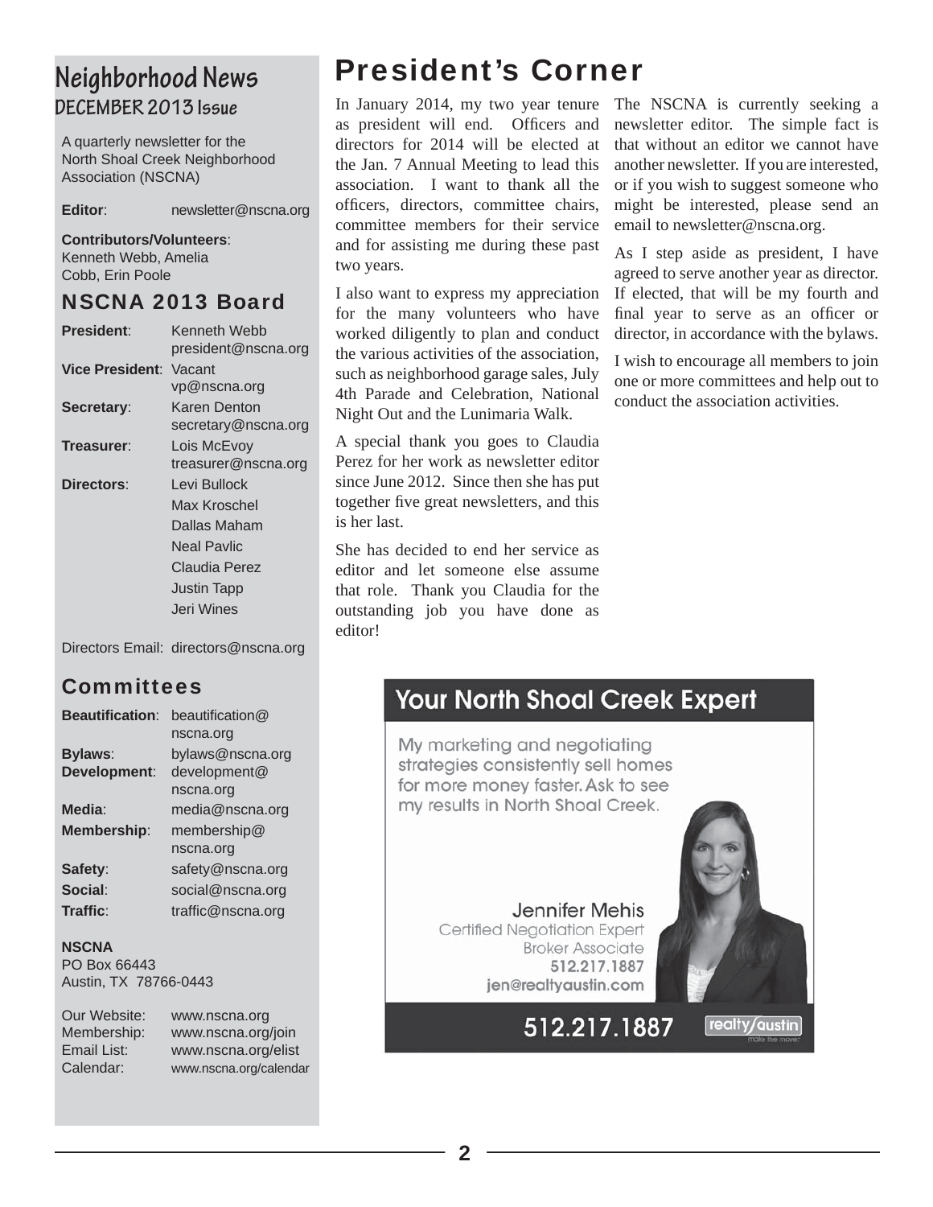## Neighborhood News
### DECEMBER 2013 Issue

A quarterly newsletter for the North Shoal Creek Neighborhood Association (NSCNA)

**Editor**: newsletter@nscna.org

**Contributors/Volunteers**: Kenneth Webb, Amelia Cobb, Erin Poole

### NSCNA 2013 Board

| | |
|---|---|
| **President**: | Kenneth Webb president@nscna.org |
| **Vice President**: | Vacant vp@nscna.org |
| **Secretary**: | Karen Denton secretary@nscna.org |
| **Treasurer**: | Lois McEvoy treasurer@nscna.org |
| **Directors**: | Levi Bullock |
| | Max Kroschel |
| | Dallas Maham |
| | Neal Pavlic |
| | Claudia Perez |
| | Justin Tapp |
| | Jeri Wines |

Directors Email: directors@nscna.org

### Committees

| | |
|---|---|
| **Beautification**: | beautification@nscna.org |
| **Bylaws**: | bylaws@nscna.org |
| **Development**: | development@nscna.org |
| **Media**: | media@nscna.org |
| **Membership**: | membership@nscna.org |
| **Safety**: | safety@nscna.org |
| **Social**: | social@nscna.org |
| **Traffic**: | traffic@nscna.org |

**NSCNA**
PO Box 66443
Austin, TX 78766-0443

| | |
|---|---|
| Our Website: | www.nscna.org |
| Membership: | www.nscna.org/join |
| Email List: | www.nscna.org/elist |
| Calendar: | www.nscna.org/calendar |

# President's Corner

In January 2014, my two year tenure as president will end. Officers and directors for 2014 will be elected at the Jan. 7 Annual Meeting to lead this association. I want to thank all the officers, directors, committee chairs, committee members for their service and for assisting me during these past two years.

I also want to express my appreciation for the many volunteers who have worked diligently to plan and conduct the various activities of the association, such as neighborhood garage sales, July 4th Parade and Celebration, National Night Out and the Lunimaria Walk.

A special thank you goes to Claudia Perez for her work as newsletter editor since June 2012. Since then she has put together five great newsletters, and this is her last.

She has decided to end her service as editor and let someone else assume that role. Thank you Claudia for the outstanding job you have done as editor!

The NSCNA is currently seeking a newsletter editor. The simple fact is that without an editor we cannot have another newsletter. If you are interested, or if you wish to suggest someone who might be interested, please send an email to newsletter@nscna.org.

As I step aside as president, I have agreed to serve another year as director. If elected, that will be my fourth and final year to serve as an officer or director, in accordance with the bylaws.

I wish to encourage all members to join one or more committees and help out to conduct the association activities.

## Your North Shoal Creek Expert

My marketing and negotiating strategies consistently sell homes for more money faster. Ask to see my results in North Shoal Creek.

Jennifer Mehis
Certified Negotiation Expert
Broker Associate
512.217.1887
jen@realtyaustin.com

512.217.1887

realty/austin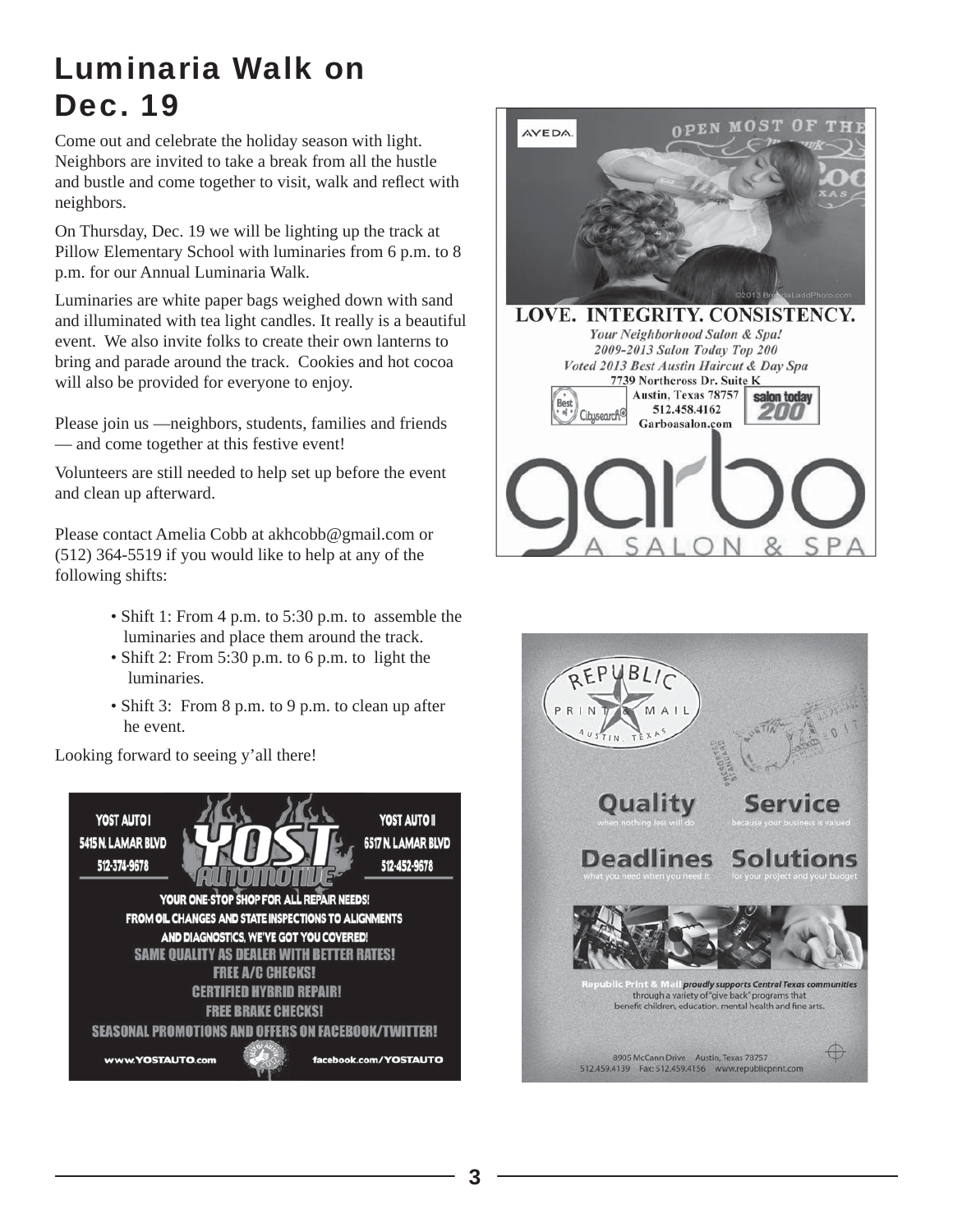# Luminaria Walk on Dec. 19

Come out and celebrate the holiday season with light. Neighbors are invited to take a break from all the hustle and bustle and come together to visit, walk and reflect with neighbors.

On Thursday, Dec. 19 we will be lighting up the track at Pillow Elementary School with luminaries from 6 p.m. to 8 p.m. for our Annual Luminaria Walk.

Luminaries are white paper bags weighed down with sand and illuminated with tea light candles. It really is a beautiful event. We also invite folks to create their own lanterns to bring and parade around the track. Cookies and hot cocoa will also be provided for everyone to enjoy.

Please join us —neighbors, students, families and friends — and come together at this festive event!

Volunteers are still needed to help set up before the event and clean up afterward.

Please contact Amelia Cobb at akhcobb@gmail.com or (512) 364-5519 if you would like to help at any of the following shifts:

- Shift 1: From 4 p.m. to 5:30 p.m. to assemble the luminaries and place them around the track.
- Shift 2: From 5:30 p.m. to 6 p.m. to light the luminaries.
- Shift 3: From 8 p.m. to 9 p.m. to clean up after he event.

Looking forward to seeing y'all there!

YOST AUTO I
5415 N. LAMAR BLVD
512-374-9678

YOST AUTOMOTIVE

YOST AUTO II
6517 N. LAMAR BLVD
512-452-9678

YOUR ONE-STOP SHOP FOR ALL REPAIR NEEDS!
FROM OIL CHANGES AND STATE INSPECTIONS TO ALIGNMENTS AND DIAGNOSTICS, WE'VE GOT YOU COVERED!
SAME QUALITY AS DEALER WITH BETTER RATES!
FREE A/C CHECKS!
CERTIFIED HYBRID REPAIR!
FREE BRAKE CHECKS!
SEASONAL PROMOTIONS AND OFFERS ON FACEBOOK/TWITTER!

www.YOSTAUTO.com facebook.com/YOSTAUTO

LOVE. INTEGRITY. CONSISTENCY.

*Your Neighborhood Salon & Spa!*
*2009-2013 Salon Today Top 200*
*Voted 2013 Best Austin Haircut & Day Spa*

7739 Northcross Dr. Suite K
Austin, Texas 78757
512.458.4162
Garboasalon.com

garbo A SALON & SPA

REPUBLIC PRINT & MAIL AUSTIN, TEXAS

**Quality** when nothing less will do

**Service** because your business is valued

**Deadlines** what you need when you need it

**Solutions** for your project and your budget

Republic Print & Mail *proudly supports Central Texas communities* through a variety of "give back" programs that benefit children, education, mental health and fine arts.

8905 McCann Drive Austin, Texas 78757
512.459.4139 Fax: 512.459.4156 www.republicprint.com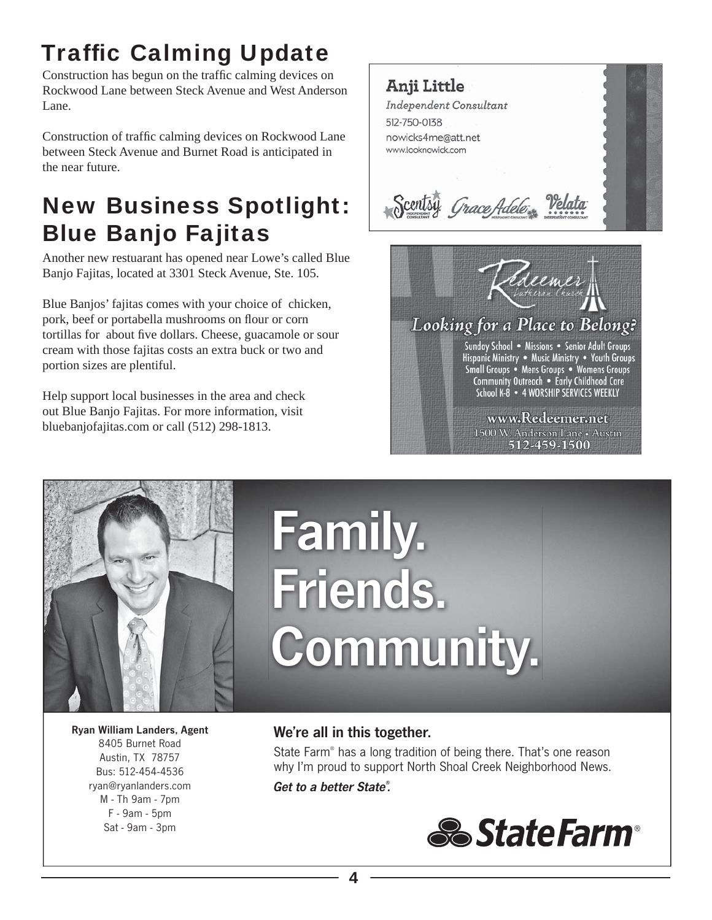# Traffic Calming Update

Construction has begun on the traffic calming devices on Rockwood Lane between Steck Avenue and West Anderson Lane.

Construction of traffic calming devices on Rockwood Lane between Steck Avenue and Burnet Road is anticipated in the near future.

# New Business Spotlight: Blue Banjo Fajitas

Another new restuarant has opened near Lowe's called Blue Banjo Fajitas, located at 3301 Steck Avenue, Ste. 105.

Blue Banjos' fajitas comes with your choice of chicken, pork, beef or portabella mushrooms on flour or corn tortillas for about five dollars. Cheese, guacamole or sour cream with those fajitas costs an extra buck or two and portion sizes are plentiful.

Help support local businesses in the area and check out Blue Banjo Fajitas. For more information, visit bluebanjofajitas.com or call (512) 298-1813.

**Anji Little**
*Independent Consultant*
512-750-0138
nowicks4me@att.net
www.looknowick.com

Scentsy Independent Consultant · Grace Adele Independent Consultant · Velata Independent Consultant

Redeemer Lutheran Church

*Looking for a Place to Belong?*

Sunday School • Missions • Senior Adult Groups
Hispanic Ministry • Music Ministry • Youth Groups
Small Groups • Mens Groups • Womens Groups
Community Outreach • Early Childhood Care
School K-8 • 4 WORSHIP SERVICES WEEKLY

www.Redeemer.net
1500 W. Anderson Lane • Austin
512-459-1500

**Family. Friends. Community.**

**Ryan William Landers, Agent**
8405 Burnet Road
Austin, TX 78757
Bus: 512-454-4536
ryan@ryanlanders.com
M - Th 9am - 7pm
F - 9am - 5pm
Sat - 9am - 3pm

**We're all in this together.**

State Farm® has a long tradition of being there. That's one reason why I'm proud to support North Shoal Creek Neighborhood News.

***Get to a better State®.***

State Farm®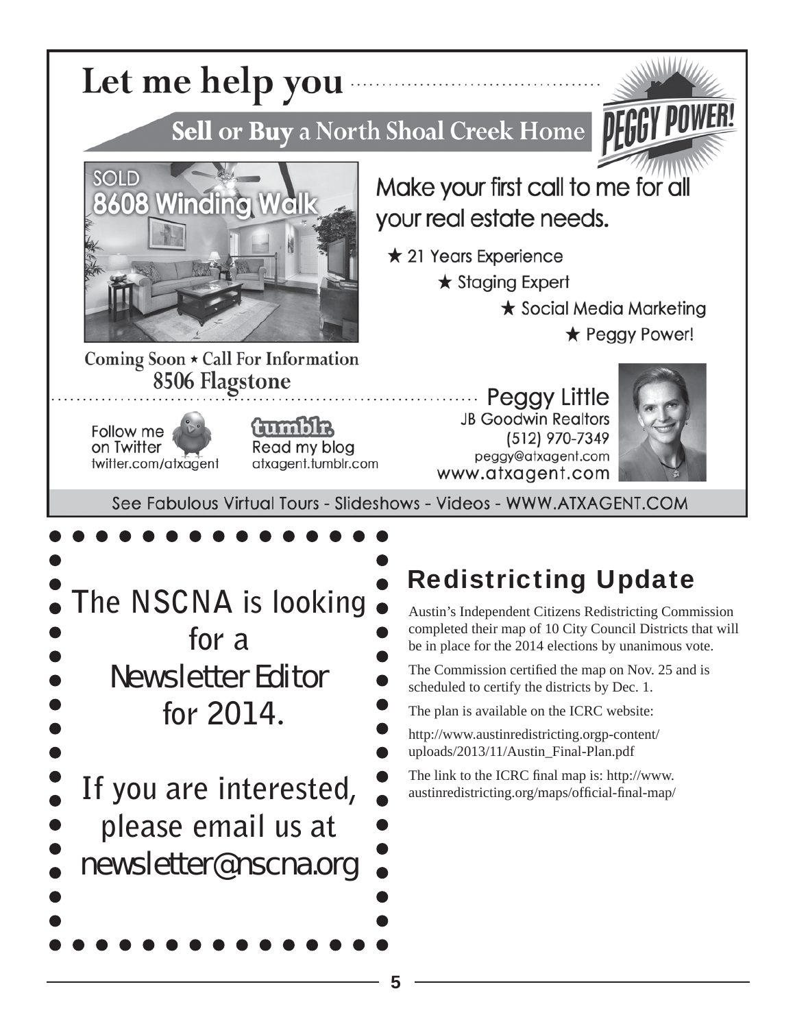# Let me help you

## Sell or Buy a North Shoal Creek Home

**PEGGY POWER!**

SOLD
8608 Winding Walk

Make your first call to me for all your real estate needs.

- ★ 21 Years Experience
- ★ Staging Expert
- ★ Social Media Marketing
- ★ Peggy Power!

Coming Soon ⋆ Call For Information
8506 Flagstone

Follow me on Twitter
twitter.com/atxagent

tumblr.
Read my blog
atxagent.tumblr.com

Peggy Little
JB Goodwin Realtors
(512) 970-7349
peggy@atxagent.com
www.atxagent.com

See Fabulous Virtual Tours - Slideshows - Videos - WWW.ATXAGENT.COM

The NSCNA is looking for a Newsletter Editor for 2014.

If you are interested, please email us at newsletter@nscna.org

## Redistricting Update

Austin's Independent Citizens Redistricting Commission completed their map of 10 City Council Districts that will be in place for the 2014 elections by unanimous vote.

The Commission certified the map on Nov. 25 and is scheduled to certify the districts by Dec. 1.

The plan is available on the ICRC website:

http://www.austinredistricting.orgp-content/uploads/2013/11/Austin_Final-Plan.pdf

The link to the ICRC final map is: http://www.austinredistricting.org/maps/official-final-map/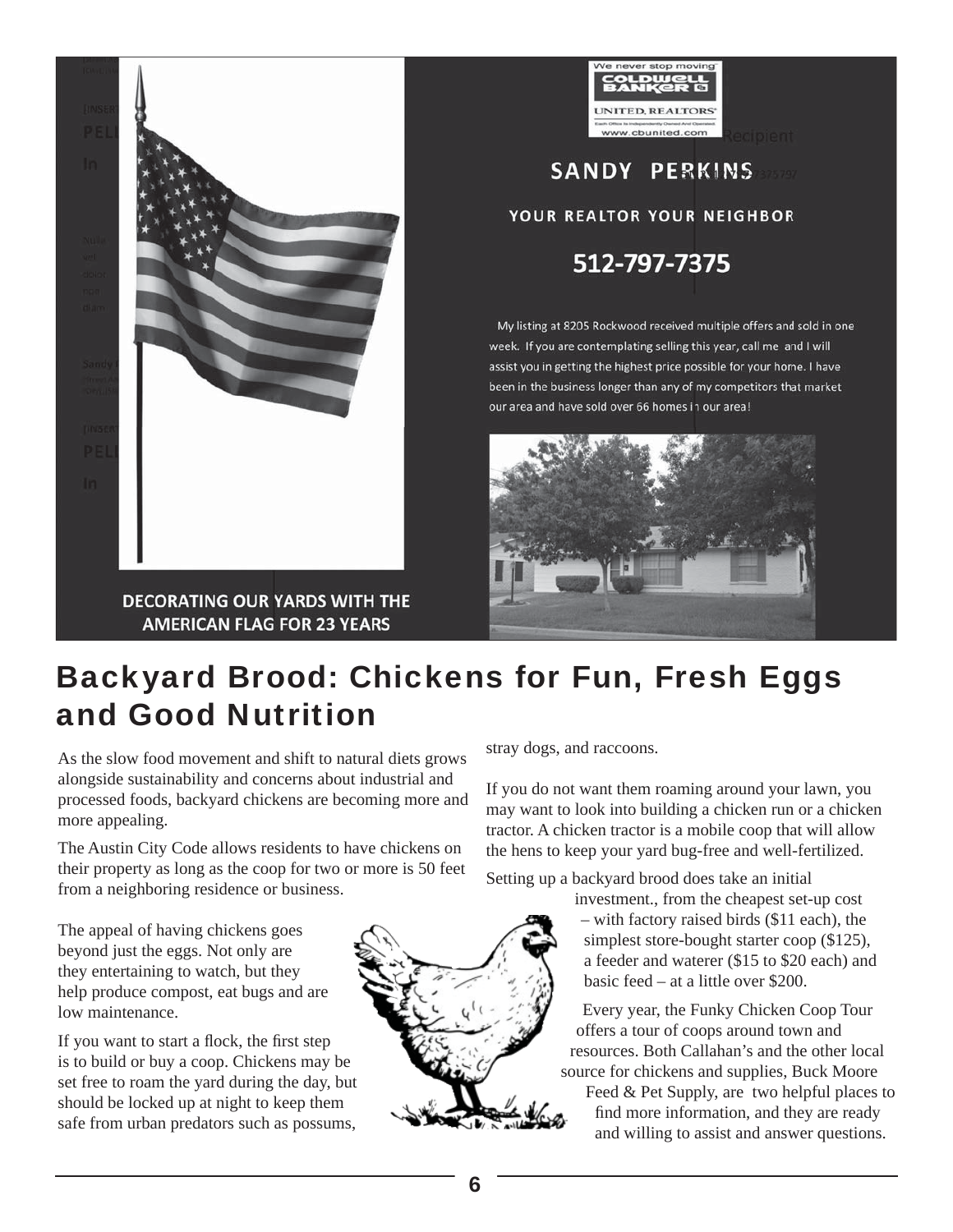DECORATING OUR YARDS WITH THE AMERICAN FLAG FOR 23 YEARS

We never stop moving
COLDWELL BANKER
UNITED, REALTORS
Each Office Is Independently Owned And Operated.
www.cbunited.com

SANDY PERKINS

YOUR REALTOR YOUR NEIGHBOR

512-797-7375

My listing at 8205 Rockwood received multiple offers and sold in one week. If you are contemplating selling this year, call me and I will assist you in getting the highest price possible for your home. I have been in the business longer than any of my competitors that market our area and have sold over 66 homes in our area!

# Backyard Brood: Chickens for Fun, Fresh Eggs and Good Nutrition

As the slow food movement and shift to natural diets grows alongside sustainability and concerns about industrial and processed foods, backyard chickens are becoming more and more appealing.

The Austin City Code allows residents to have chickens on their property as long as the coop for two or more is 50 feet from a neighboring residence or business.

The appeal of having chickens goes beyond just the eggs. Not only are they entertaining to watch, but they help produce compost, eat bugs and are low maintenance.

If you want to start a flock, the first step is to build or buy a coop. Chickens may be set free to roam the yard during the day, but should be locked up at night to keep them safe from urban predators such as possums, stray dogs, and raccoons.

If you do not want them roaming around your lawn, you may want to look into building a chicken run or a chicken tractor. A chicken tractor is a mobile coop that will allow the hens to keep your yard bug-free and well-fertilized.

Setting up a backyard brood does take an initial investment., from the cheapest set-up cost – with factory raised birds ($11 each), the simplest store-bought starter coop ($125), a feeder and waterer ($15 to $20 each) and basic feed – at a little over $200.

Every year, the Funky Chicken Coop Tour offers a tour of coops around town and resources. Both Callahan's and the other local source for chickens and supplies, Buck Moore Feed & Pet Supply, are two helpful places to find more information, and they are ready and willing to assist and answer questions.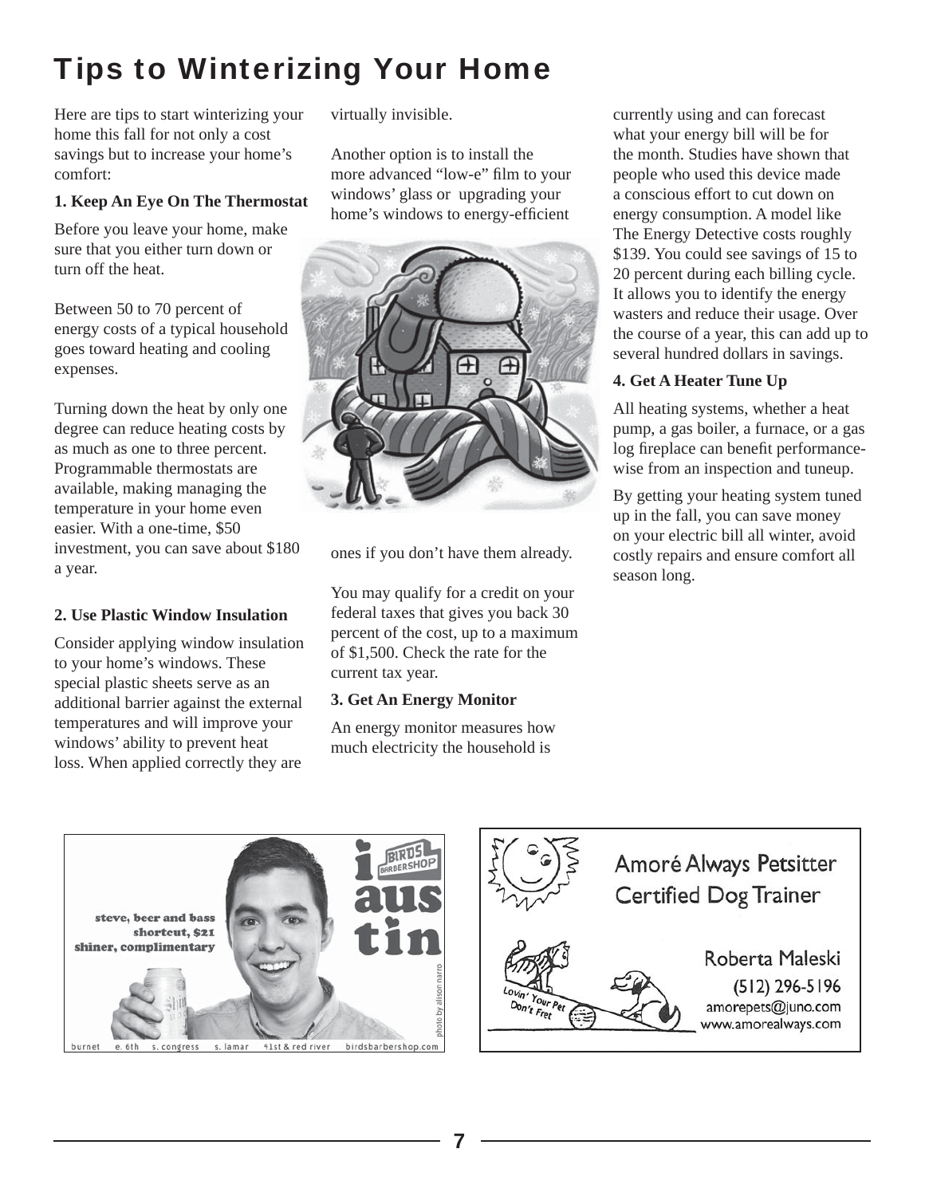# Tips to Winterizing Your Home

Here are tips to start winterizing your home this fall for not only a cost savings but to increase your home's comfort:

**1. Keep An Eye On The Thermostat**

Before you leave your home, make sure that you either turn down or turn off the heat.

Between 50 to 70 percent of energy costs of a typical household goes toward heating and cooling expenses.

Turning down the heat by only one degree can reduce heating costs by as much as one to three percent. Programmable thermostats are available, making managing the temperature in your home even easier. With a one-time, $50 investment, you can save about $180 a year.

**2. Use Plastic Window Insulation**

Consider applying window insulation to your home's windows. These special plastic sheets serve as an additional barrier against the external temperatures and will improve your windows' ability to prevent heat loss. When applied correctly they are virtually invisible.

Another option is to install the more advanced "low-e" film to your windows' glass or upgrading your home's windows to energy-efficient ones if you don't have them already.

You may qualify for a credit on your federal taxes that gives you back 30 percent of the cost, up to a maximum of $1,500. Check the rate for the current tax year.

**3. Get An Energy Monitor**

An energy monitor measures how much electricity the household is currently using and can forecast what your energy bill will be for the month. Studies have shown that people who used this device made a conscious effort to cut down on energy consumption. A model like The Energy Detective costs roughly $139. You could see savings of 15 to 20 percent during each billing cycle. It allows you to identify the energy wasters and reduce their usage. Over the course of a year, this can add up to several hundred dollars in savings.

**4. Get A Heater Tune Up**

All heating systems, whether a heat pump, a gas boiler, a furnace, or a gas log fireplace can benefit performance-wise from an inspection and tuneup.

By getting your heating system tuned up in the fall, you can save money on your electric bill all winter, avoid costly repairs and ensure comfort all season long.

steve, beer and bass
shortcut, $21
shiner, complimentary

i aus tin

BIRDS BARBERSHOP

photo by alison narro

burnet e. 6th s. congress s. lamar 41st & red river birdsbarbershop.com

Amoré Always Petsitter
Certified Dog Trainer

Lovin' Your Pet Don't Fret

Roberta Maleski
(512) 296-5196
amorepets@juno.com
www.amorealways.com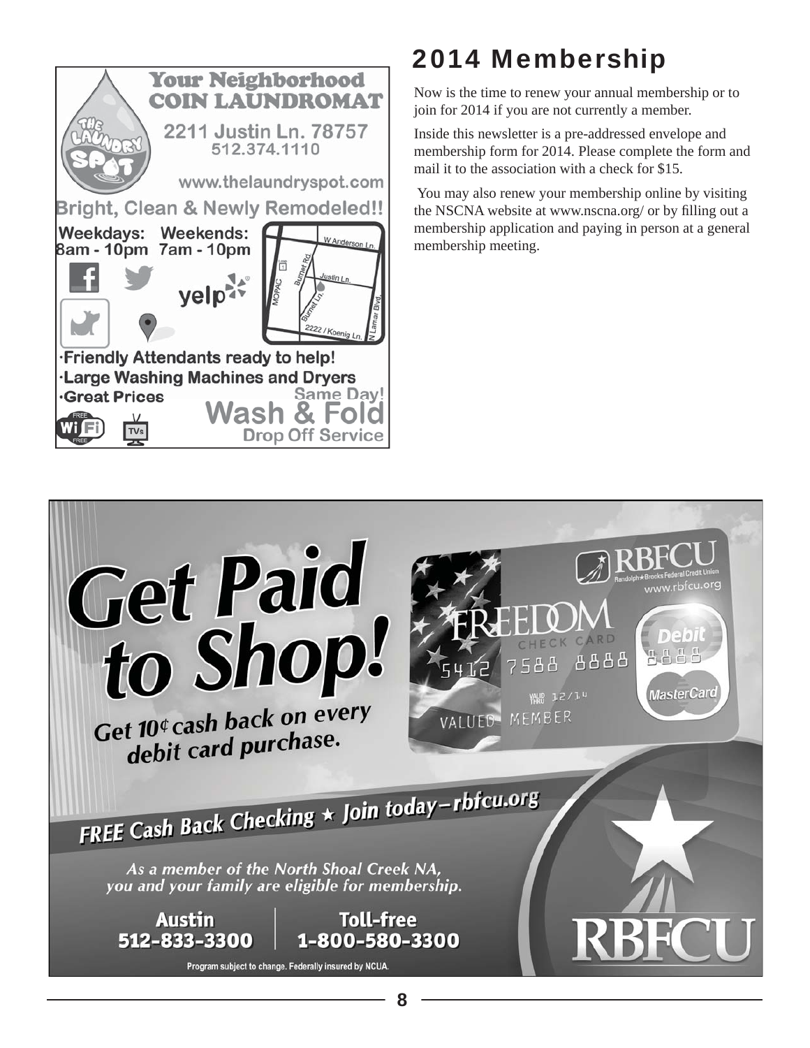Your Neighborhood
COIN LAUNDROMAT

THE LAUNDRY SPOT

2211 Justin Ln. 78757
512.374.1110

www.thelaundryspot.com

Bright, Clean & Newly Remodeled!!

Weekdays: 8am - 10pm
Weekends: 7am - 10pm

yelp

W Anderson Ln.
Burnet Rd.
MOPAC
Justin Ln.
Burnet Ln.
N Lamar Blvd.
2222 / Koenig Ln.

·Friendly Attendants ready to help!
·Large Washing Machines and Dryers
·Great Prices

Same Day!
Wash & Fold
Drop Off Service

FREE WiFi FREE
TVs

## 2014 Membership

Now is the time to renew your annual membership or to join for 2014 if you are not currently a member.

Inside this newsletter is a pre-addressed envelope and membership form for 2014. Please complete the form and mail it to the association with a check for $15.

You may also renew your membership online by visiting the NSCNA website at www.nscna.org/ or by filling out a membership application and paying in person at a general membership meeting.

**Get Paid to Shop!**

Get 10¢ cash back on every debit card purchase.

RBFCU
Randolph★Brooks Federal Credit Union
www.rbfcu.org

FREEDOM CHECK CARD
5412 7588 8888 8888
VALID THRU 12/14
VALUED MEMBER
Debit
MasterCard

FREE Cash Back Checking ★ Join today–rbfcu.org

*As a member of the North Shoal Creek NA, you and your family are eligible for membership.*

**Austin**
**512-833-3300**

**Toll-free**
**1-800-580-3300**

RBFCU

Program subject to change. Federally insured by NCUA.